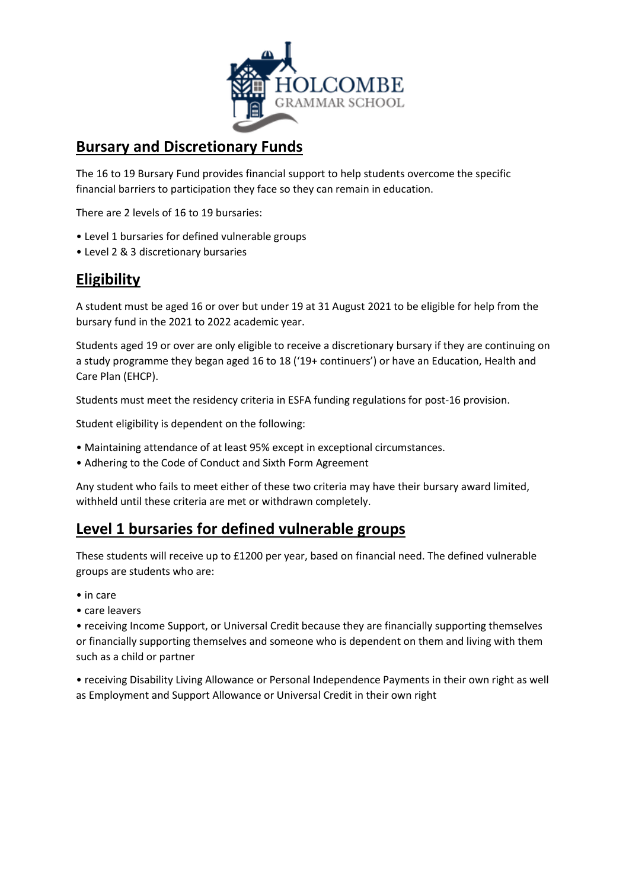## Bursary and Discretionary Funds

The 16 to 19 Bursary Fund provides financial support to help students overcome the specific financial barriers to participation they face so they can remain in education.

There are 2 levels of 16 to 19 bursaries:

- Level 1 bursaries for defined vulnerable groups
- Level 2 & 3 discretionary bursaries

## Eligibility

A student must be aged 16 or over but under 19 at 31 August 2021 to be eligible for help from the bursary fund in the 2021 to 2022 academic year.

Students aged 19 or over are only eligible to receive a discretionary bursary if they are continuing on a study programme they began aged 16 to 18 ('19+ continuers') or have an Education, Health and Care Plan (EHCP).

Students must meet the residency criteria in ESFA funding regulations for post-16 provision.

Student eligibility is dependent on the following:

- Maintaining attendance of at least 95% except in exceptional circumstances.
- Adhering to the Code of Conduct and Sixth Form Agreement

Any student who fails to meet either of these two criteria may have their bursary award limited, withheld until these criteria are met or withdrawn completely.

## Level 1 bursaries for defined vulnerable groups

These students will receive up to £1200 per year, based on financial need. The defined vulnerable groups are students who are:

- in care
- care leavers
- receiving Income Support, or Universal Credit because they are financially supporting themselves or financially supporting themselves and someone who is dependent on them and living with them such as a child or partner
- receiving Disability Living Allowance or Personal Independence Payments in their own right as well as Employment and Support Allowance or Universal Credit in their own right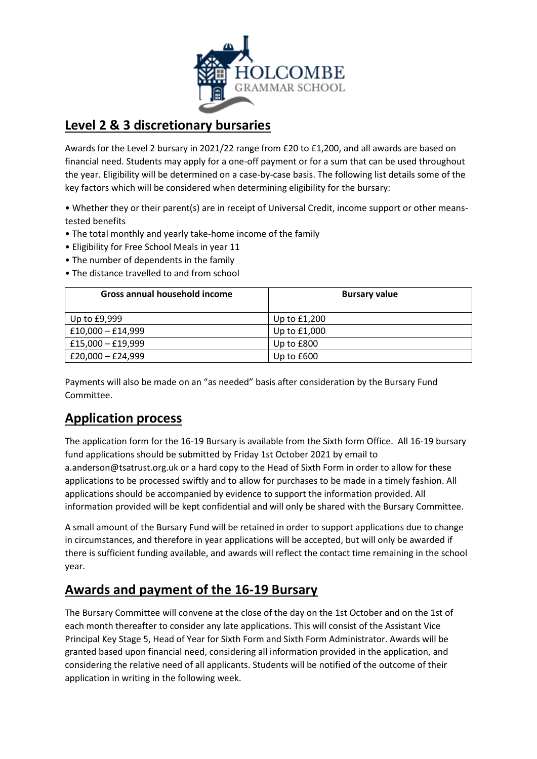## Level 2 & 3 discretionary bursaries

Awards for the Level 2 bursary in 2021/22 range from £20 to £1,200, and all awards are based on financial need. Students may apply for a one-off payment or for a sum that can be used throughout the year. Eligibility will be determined on a case-by-case basis. The following list details some of the key factors which will be considered when determining eligibility for the bursary:

- Whether they or their parent(s) are in receipt of Universal Credit, income support or other means-tested benefits
- The total monthly and yearly take-home income of the family
- Eligibility for Free School Meals in year 11
- The number of dependents in the family
- The distance travelled to and from school

| Gross annual household income | Bursary value |
|---|---|
| Up to £9,999 | Up to £1,200 |
| £10,000 – £14,999 | Up to £1,000 |
| £15,000 – £19,999 | Up to £800 |
| £20,000 – £24,999 | Up to £600 |

Payments will also be made on an "as needed" basis after consideration by the Bursary Fund Committee.

## Application process

The application form for the 16-19 Bursary is available from the Sixth form Office. All 16-19 bursary fund applications should be submitted by Friday 1st October 2021 by email to a.anderson@tsatrust.org.uk or a hard copy to the Head of Sixth Form in order to allow for these applications to be processed swiftly and to allow for purchases to be made in a timely fashion. All applications should be accompanied by evidence to support the information provided. All information provided will be kept confidential and will only be shared with the Bursary Committee.

A small amount of the Bursary Fund will be retained in order to support applications due to change in circumstances, and therefore in year applications will be accepted, but will only be awarded if there is sufficient funding available, and awards will reflect the contact time remaining in the school year.

## Awards and payment of the 16-19 Bursary

The Bursary Committee will convene at the close of the day on the 1st October and on the 1st of each month thereafter to consider any late applications. This will consist of the Assistant Vice Principal Key Stage 5, Head of Year for Sixth Form and Sixth Form Administrator. Awards will be granted based upon financial need, considering all information provided in the application, and considering the relative need of all applicants. Students will be notified of the outcome of their application in writing in the following week.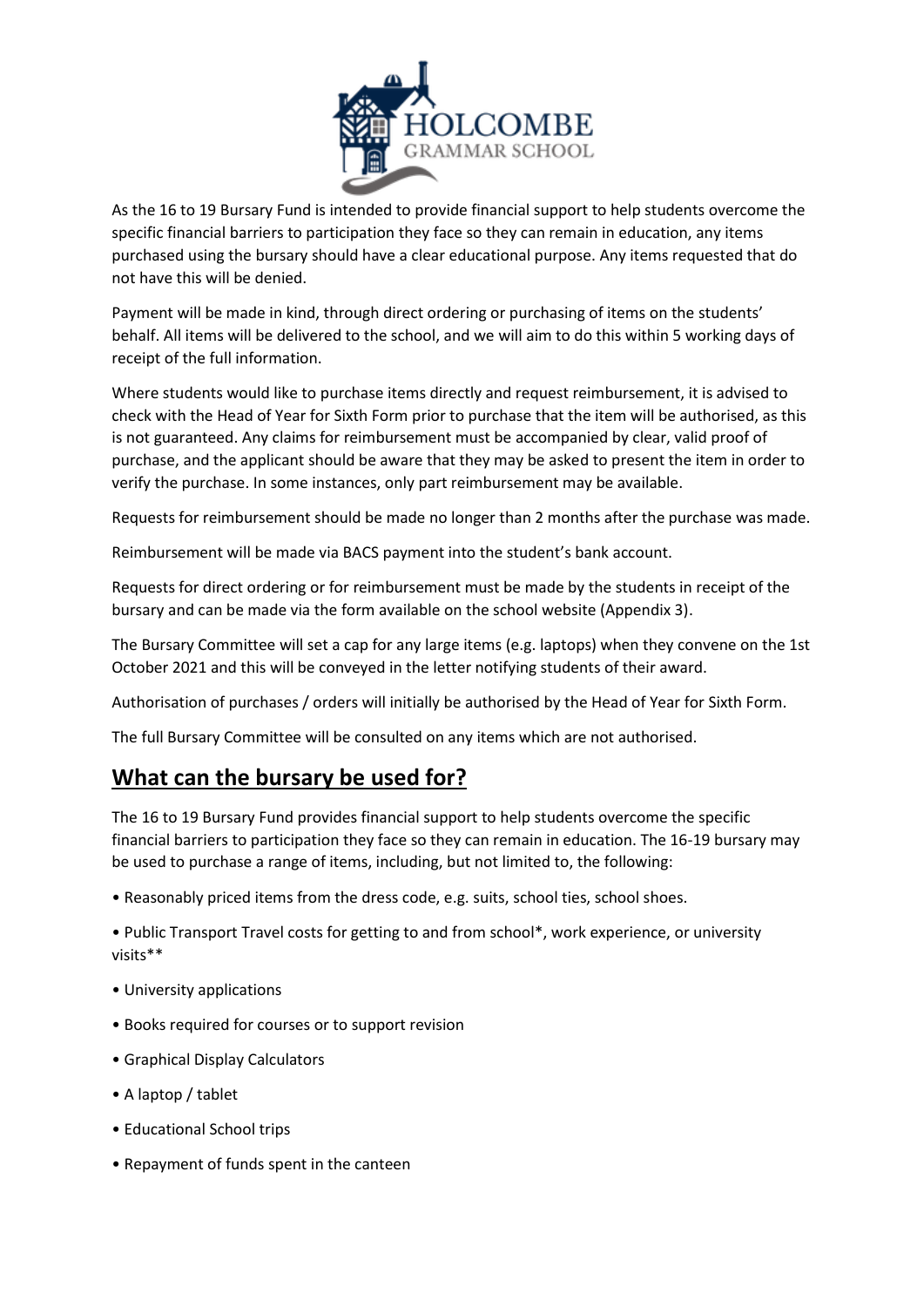As the 16 to 19 Bursary Fund is intended to provide financial support to help students overcome the specific financial barriers to participation they face so they can remain in education, any items purchased using the bursary should have a clear educational purpose. Any items requested that do not have this will be denied.

Payment will be made in kind, through direct ordering or purchasing of items on the students' behalf. All items will be delivered to the school, and we will aim to do this within 5 working days of receipt of the full information.

Where students would like to purchase items directly and request reimbursement, it is advised to check with the Head of Year for Sixth Form prior to purchase that the item will be authorised, as this is not guaranteed. Any claims for reimbursement must be accompanied by clear, valid proof of purchase, and the applicant should be aware that they may be asked to present the item in order to verify the purchase. In some instances, only part reimbursement may be available.

Requests for reimbursement should be made no longer than 2 months after the purchase was made.

Reimbursement will be made via BACS payment into the student's bank account.

Requests for direct ordering or for reimbursement must be made by the students in receipt of the bursary and can be made via the form available on the school website (Appendix 3).

The Bursary Committee will set a cap for any large items (e.g. laptops) when they convene on the 1st October 2021 and this will be conveyed in the letter notifying students of their award.

Authorisation of purchases / orders will initially be authorised by the Head of Year for Sixth Form.

The full Bursary Committee will be consulted on any items which are not authorised.

## What can the bursary be used for?

The 16 to 19 Bursary Fund provides financial support to help students overcome the specific financial barriers to participation they face so they can remain in education. The 16-19 bursary may be used to purchase a range of items, including, but not limited to, the following:

- Reasonably priced items from the dress code, e.g. suits, school ties, school shoes.
- Public Transport Travel costs for getting to and from school*, work experience, or university visits**
- University applications
- Books required for courses or to support revision
- Graphical Display Calculators
- A laptop / tablet
- Educational School trips
- Repayment of funds spent in the canteen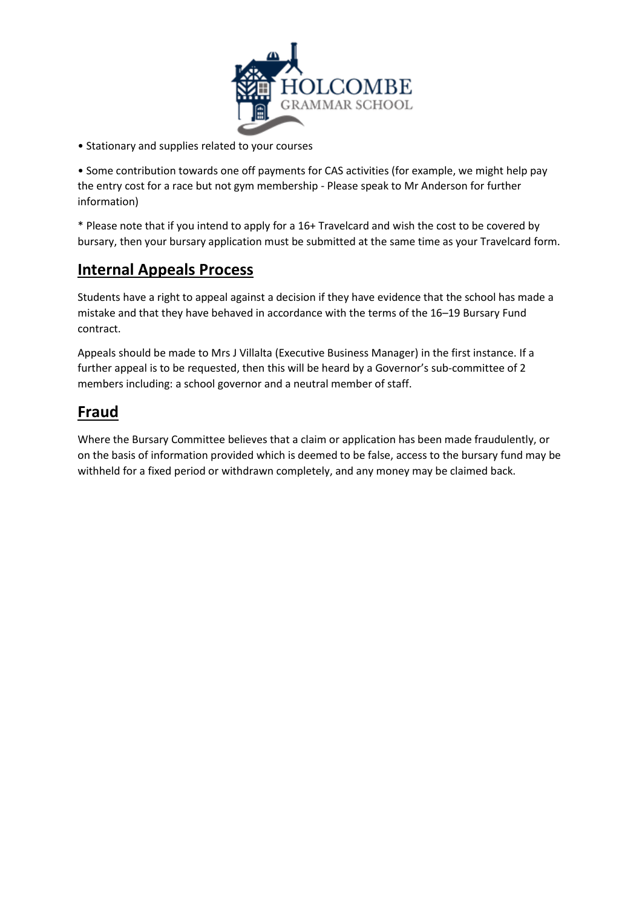- Stationary and supplies related to your courses
- Some contribution towards one off payments for CAS activities (for example, we might help pay the entry cost for a race but not gym membership - Please speak to Mr Anderson for further information)

* Please note that if you intend to apply for a 16+ Travelcard and wish the cost to be covered by bursary, then your bursary application must be submitted at the same time as your Travelcard form.

## Internal Appeals Process

Students have a right to appeal against a decision if they have evidence that the school has made a mistake and that they have behaved in accordance with the terms of the 16–19 Bursary Fund contract.

Appeals should be made to Mrs J Villalta (Executive Business Manager) in the first instance. If a further appeal is to be requested, then this will be heard by a Governor's sub-committee of 2 members including: a school governor and a neutral member of staff.

## Fraud

Where the Bursary Committee believes that a claim or application has been made fraudulently, or on the basis of information provided which is deemed to be false, access to the bursary fund may be withheld for a fixed period or withdrawn completely, and any money may be claimed back.